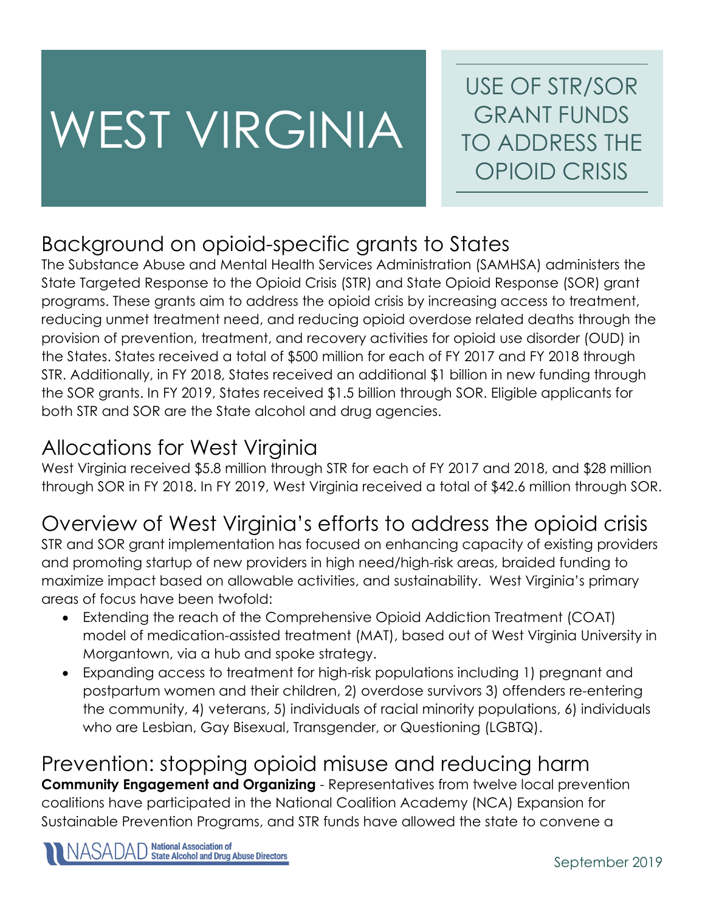# WEST VIRGINIA

## USE OF STR/SOR GRANT FUNDS TO ADDRESS THE OPIOID CRISIS

## Background on opioid-specific grants to States

The Substance Abuse and Mental Health Services Administration (SAMHSA) administers the State Targeted Response to the Opioid Crisis (STR) and State Opioid Response (SOR) grant programs. These grants aim to address the opioid crisis by increasing access to treatment, reducing unmet treatment need, and reducing opioid overdose related deaths through the provision of prevention, treatment, and recovery activities for opioid use disorder (OUD) in the States. States received a total of $500 million for each of FY 2017 and FY 2018 through STR. Additionally, in FY 2018, States received an additional $1 billion in new funding through the SOR grants. In FY 2019, States received $1.5 billion through SOR. Eligible applicants for both STR and SOR are the State alcohol and drug agencies.

## Allocations for West Virginia

West Virginia received $5.8 million through STR for each of FY 2017 and 2018, and $28 million through SOR in FY 2018. In FY 2019, West Virginia received a total of $42.6 million through SOR.

## Overview of West Virginia's efforts to address the opioid crisis

STR and SOR grant implementation has focused on enhancing capacity of existing providers and promoting startup of new providers in high need/high-risk areas, braided funding to maximize impact based on allowable activities, and sustainability. West Virginia's primary areas of focus have been twofold:

- Extending the reach of the Comprehensive Opioid Addiction Treatment (COAT) model of medication-assisted treatment (MAT), based out of West Virginia University in Morgantown, via a hub and spoke strategy.
- Expanding access to treatment for high-risk populations including 1) pregnant and postpartum women and their children, 2) overdose survivors 3) offenders re-entering the community, 4) veterans, 5) individuals of racial minority populations, 6) individuals who are Lesbian, Gay Bisexual, Transgender, or Questioning (LGBTQ).

## Prevention: stopping opioid misuse and reducing harm

**Community Engagement and Organizing** - Representatives from twelve local prevention coalitions have participated in the National Coalition Academy (NCA) Expansion for Sustainable Prevention Programs, and STR funds have allowed the state to convene a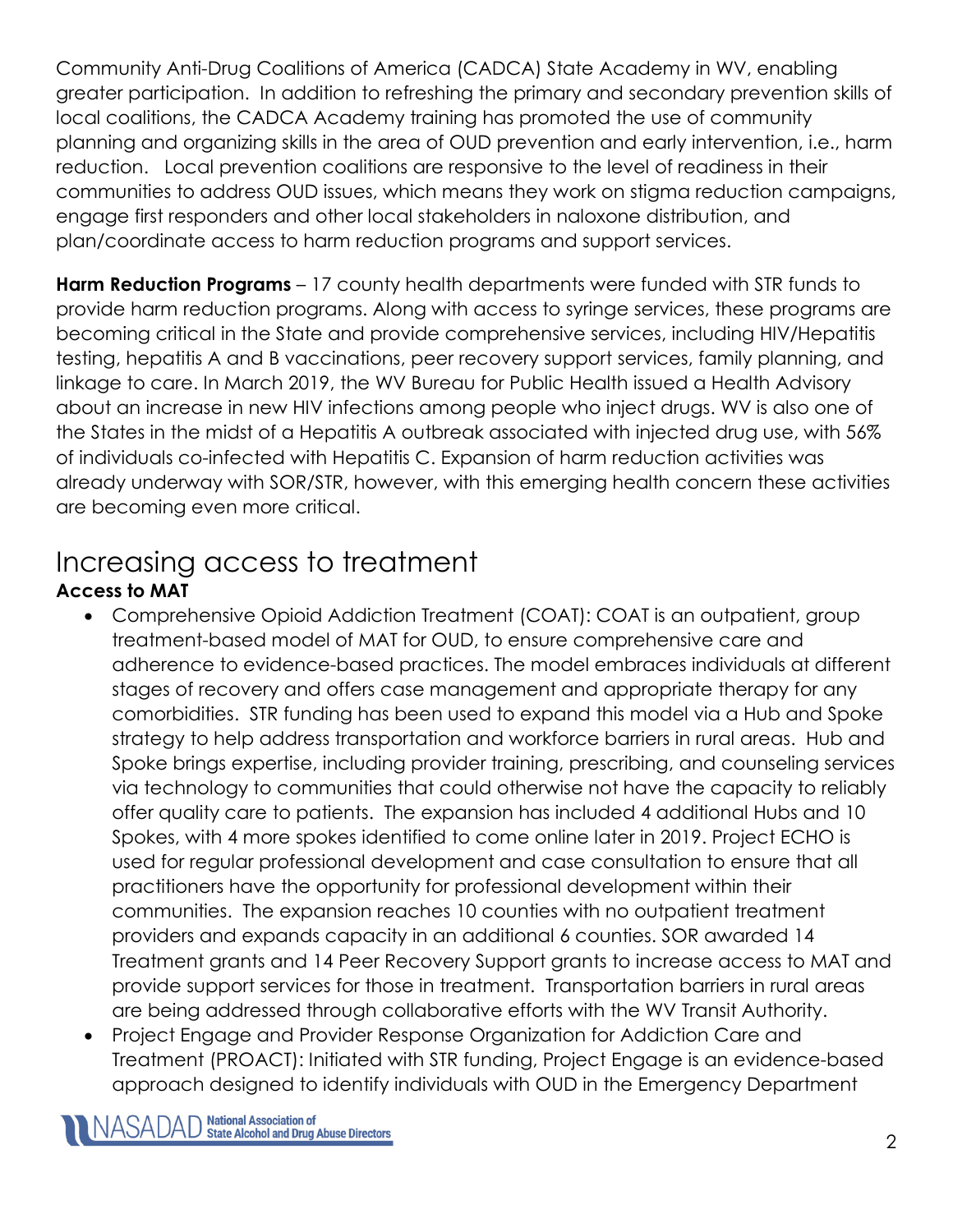Community Anti-Drug Coalitions of America (CADCA) State Academy in WV, enabling greater participation. In addition to refreshing the primary and secondary prevention skills of local coalitions, the CADCA Academy training has promoted the use of community planning and organizing skills in the area of OUD prevention and early intervention, i.e., harm reduction. Local prevention coalitions are responsive to the level of readiness in their communities to address OUD issues, which means they work on stigma reduction campaigns, engage first responders and other local stakeholders in naloxone distribution, and plan/coordinate access to harm reduction programs and support services.

**Harm Reduction Programs** – 17 county health departments were funded with STR funds to provide harm reduction programs. Along with access to syringe services, these programs are becoming critical in the State and provide comprehensive services, including HIV/Hepatitis testing, hepatitis A and B vaccinations, peer recovery support services, family planning, and linkage to care. In March 2019, the WV Bureau for Public Health issued a Health Advisory about an increase in new HIV infections among people who inject drugs. WV is also one of the States in the midst of a Hepatitis A outbreak associated with injected drug use, with 56% of individuals co-infected with Hepatitis C. Expansion of harm reduction activities was already underway with SOR/STR, however, with this emerging health concern these activities are becoming even more critical.

# Increasing access to treatment

**Access to MAT**

- Comprehensive Opioid Addiction Treatment (COAT): COAT is an outpatient, group treatment-based model of MAT for OUD, to ensure comprehensive care and adherence to evidence-based practices. The model embraces individuals at different stages of recovery and offers case management and appropriate therapy for any comorbidities. STR funding has been used to expand this model via a Hub and Spoke strategy to help address transportation and workforce barriers in rural areas. Hub and Spoke brings expertise, including provider training, prescribing, and counseling services via technology to communities that could otherwise not have the capacity to reliably offer quality care to patients. The expansion has included 4 additional Hubs and 10 Spokes, with 4 more spokes identified to come online later in 2019. Project ECHO is used for regular professional development and case consultation to ensure that all practitioners have the opportunity for professional development within their communities. The expansion reaches 10 counties with no outpatient treatment providers and expands capacity in an additional 6 counties. SOR awarded 14 Treatment grants and 14 Peer Recovery Support grants to increase access to MAT and provide support services for those in treatment. Transportation barriers in rural areas are being addressed through collaborative efforts with the WV Transit Authority.
- Project Engage and Provider Response Organization for Addiction Care and Treatment (PROACT): Initiated with STR funding, Project Engage is an evidence-based approach designed to identify individuals with OUD in the Emergency Department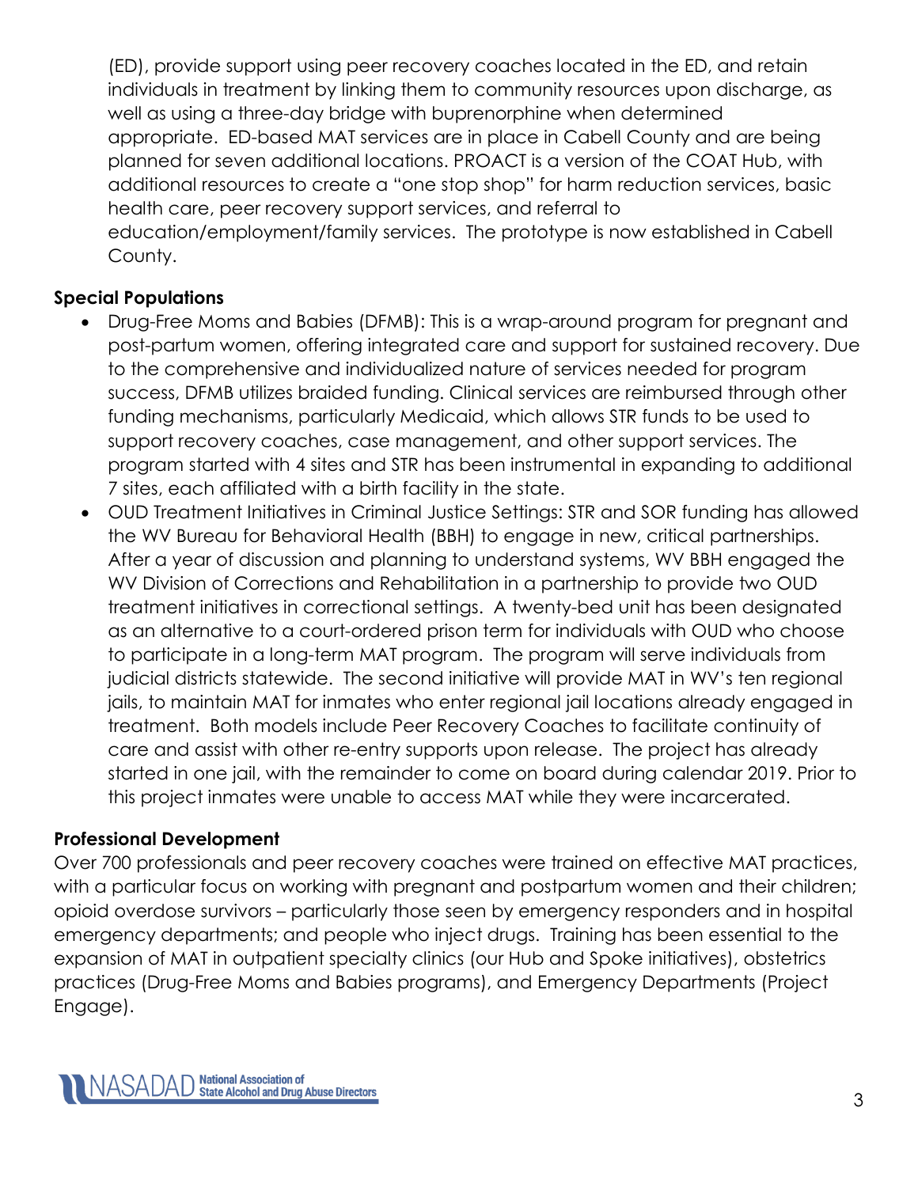(ED), provide support using peer recovery coaches located in the ED, and retain individuals in treatment by linking them to community resources upon discharge, as well as using a three-day bridge with buprenorphine when determined appropriate. ED-based MAT services are in place in Cabell County and are being planned for seven additional locations. PROACT is a version of the COAT Hub, with additional resources to create a "one stop shop" for harm reduction services, basic health care, peer recovery support services, and referral to education/employment/family services. The prototype is now established in Cabell County.

**Special Populations**

- Drug-Free Moms and Babies (DFMB): This is a wrap-around program for pregnant and post-partum women, offering integrated care and support for sustained recovery. Due to the comprehensive and individualized nature of services needed for program success, DFMB utilizes braided funding. Clinical services are reimbursed through other funding mechanisms, particularly Medicaid, which allows STR funds to be used to support recovery coaches, case management, and other support services. The program started with 4 sites and STR has been instrumental in expanding to additional 7 sites, each affiliated with a birth facility in the state.
- OUD Treatment Initiatives in Criminal Justice Settings: STR and SOR funding has allowed the WV Bureau for Behavioral Health (BBH) to engage in new, critical partnerships. After a year of discussion and planning to understand systems, WV BBH engaged the WV Division of Corrections and Rehabilitation in a partnership to provide two OUD treatment initiatives in correctional settings. A twenty-bed unit has been designated as an alternative to a court-ordered prison term for individuals with OUD who choose to participate in a long-term MAT program. The program will serve individuals from judicial districts statewide. The second initiative will provide MAT in WV's ten regional jails, to maintain MAT for inmates who enter regional jail locations already engaged in treatment. Both models include Peer Recovery Coaches to facilitate continuity of care and assist with other re-entry supports upon release. The project has already started in one jail, with the remainder to come on board during calendar 2019. Prior to this project inmates were unable to access MAT while they were incarcerated.

**Professional Development**

Over 700 professionals and peer recovery coaches were trained on effective MAT practices, with a particular focus on working with pregnant and postpartum women and their children; opioid overdose survivors – particularly those seen by emergency responders and in hospital emergency departments; and people who inject drugs. Training has been essential to the expansion of MAT in outpatient specialty clinics (our Hub and Spoke initiatives), obstetrics practices (Drug-Free Moms and Babies programs), and Emergency Departments (Project Engage).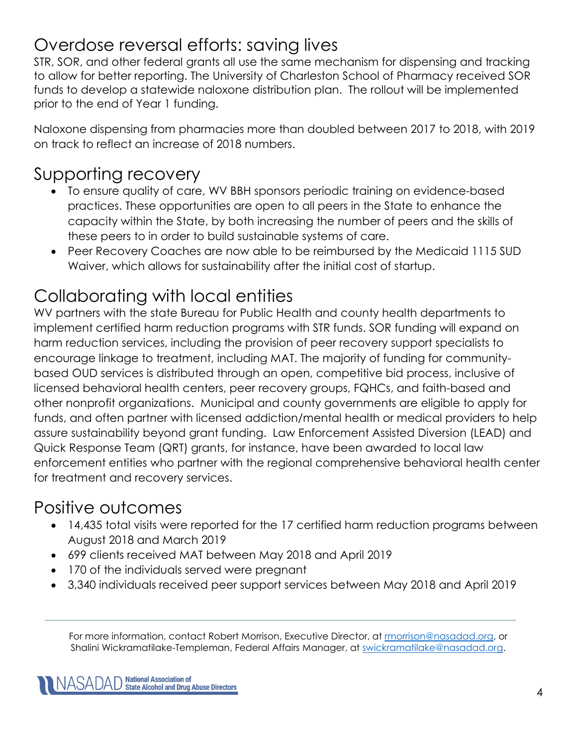## Overdose reversal efforts: saving lives

STR, SOR, and other federal grants all use the same mechanism for dispensing and tracking to allow for better reporting. The University of Charleston School of Pharmacy received SOR funds to develop a statewide naloxone distribution plan. The rollout will be implemented prior to the end of Year 1 funding.

Naloxone dispensing from pharmacies more than doubled between 2017 to 2018, with 2019 on track to reflect an increase of 2018 numbers.

## Supporting recovery

- To ensure quality of care, WV BBH sponsors periodic training on evidence-based practices. These opportunities are open to all peers in the State to enhance the capacity within the State, by both increasing the number of peers and the skills of these peers to in order to build sustainable systems of care.
- Peer Recovery Coaches are now able to be reimbursed by the Medicaid 1115 SUD Waiver, which allows for sustainability after the initial cost of startup.

## Collaborating with local entities

WV partners with the state Bureau for Public Health and county health departments to implement certified harm reduction programs with STR funds. SOR funding will expand on harm reduction services, including the provision of peer recovery support specialists to encourage linkage to treatment, including MAT. The majority of funding for community-based OUD services is distributed through an open, competitive bid process, inclusive of licensed behavioral health centers, peer recovery groups, FQHCs, and faith-based and other nonprofit organizations. Municipal and county governments are eligible to apply for funds, and often partner with licensed addiction/mental health or medical providers to help assure sustainability beyond grant funding. Law Enforcement Assisted Diversion (LEAD) and Quick Response Team (QRT) grants, for instance, have been awarded to local law enforcement entities who partner with the regional comprehensive behavioral health center for treatment and recovery services.

## Positive outcomes

- 14,435 total visits were reported for the 17 certified harm reduction programs between August 2018 and March 2019
- 699 clients received MAT between May 2018 and April 2019
- 170 of the individuals served were pregnant
- 3,340 individuals received peer support services between May 2018 and April 2019

---

For more information, contact Robert Morrison, Executive Director, at rmorrison@nasadad.org, or Shalini Wickramatilake-Templeman, Federal Affairs Manager, at swickramatilake@nasadad.org.

NASADAD National Association of State Alcohol and Drug Abuse Directors